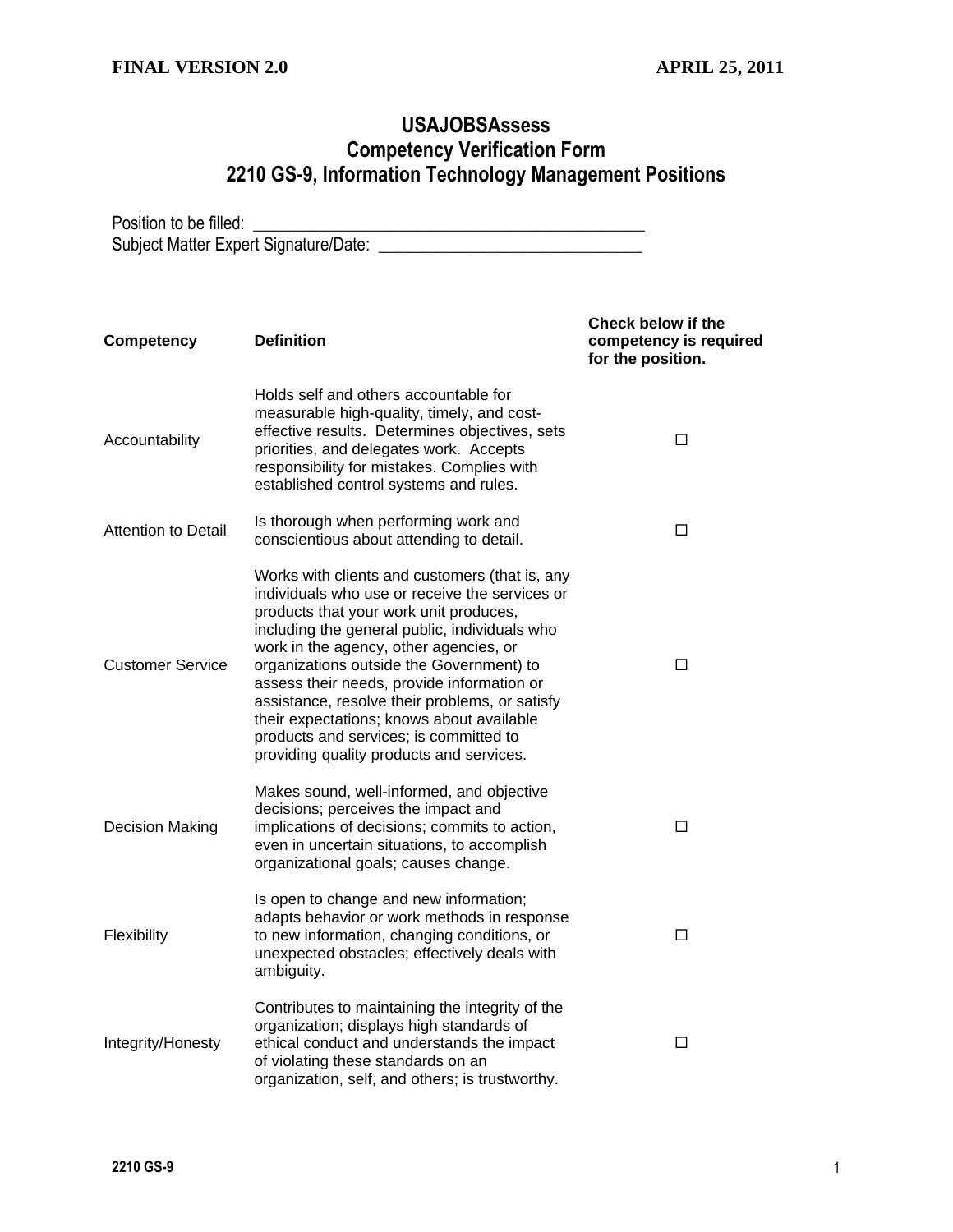**FINAL VERSION 2.0** **APRIL 25, 2011**

# USAJOBSAssess
## Competency Verification Form
## 2210 GS-9, Information Technology Management Positions

Position to be filled: ______________________________________________
Subject Matter Expert Signature/Date: ______________________________

| Competency | Definition | Check below if the competency is required for the position. |
|---|---|---|
| Accountability | Holds self and others accountable for measurable high-quality, timely, and cost-effective results. Determines objectives, sets priorities, and delegates work. Accepts responsibility for mistakes. Complies with established control systems and rules. | ☐ |
| Attention to Detail | Is thorough when performing work and conscientious about attending to detail. | ☐ |
| Customer Service | Works with clients and customers (that is, any individuals who use or receive the services or products that your work unit produces, including the general public, individuals who work in the agency, other agencies, or organizations outside the Government) to assess their needs, provide information or assistance, resolve their problems, or satisfy their expectations; knows about available products and services; is committed to providing quality products and services. | ☐ |
| Decision Making | Makes sound, well-informed, and objective decisions; perceives the impact and implications of decisions; commits to action, even in uncertain situations, to accomplish organizational goals; causes change. | ☐ |
| Flexibility | Is open to change and new information; adapts behavior or work methods in response to new information, changing conditions, or unexpected obstacles; effectively deals with ambiguity. | ☐ |
| Integrity/Honesty | Contributes to maintaining the integrity of the organization; displays high standards of ethical conduct and understands the impact of violating these standards on an organization, self, and others; is trustworthy. | ☐ |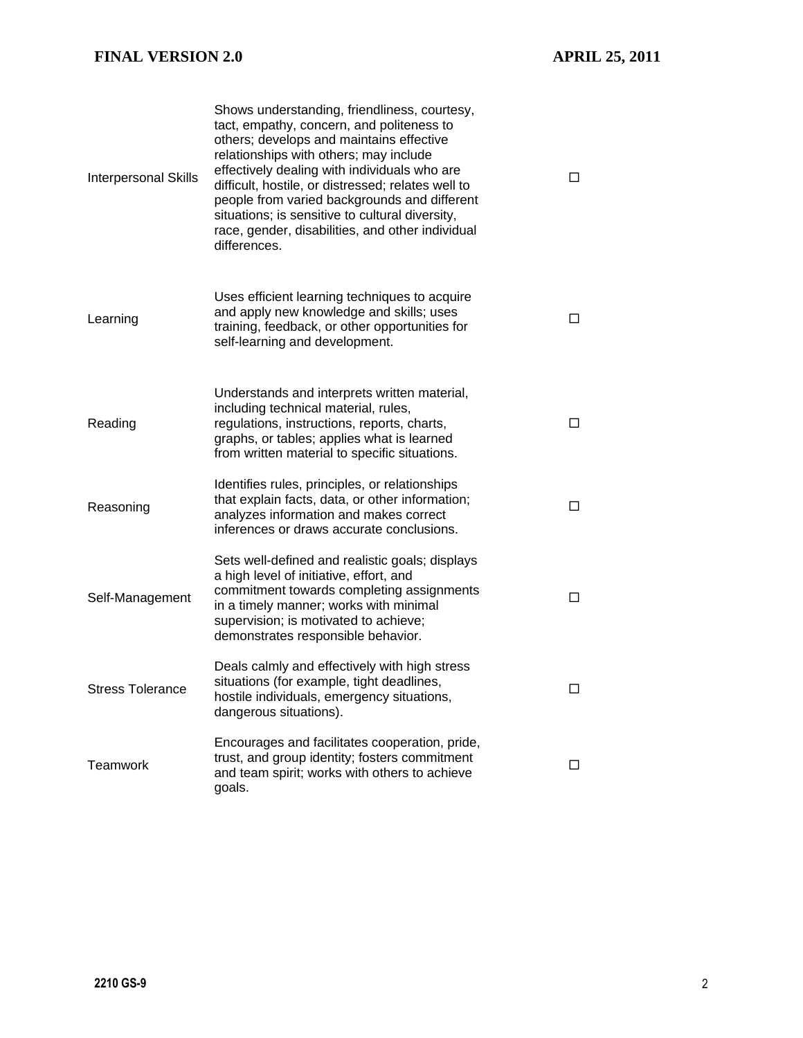| | | |
|---|---|---|
| Interpersonal Skills | Shows understanding, friendliness, courtesy, tact, empathy, concern, and politeness to others; develops and maintains effective relationships with others; may include effectively dealing with individuals who are difficult, hostile, or distressed; relates well to people from varied backgrounds and different situations; is sensitive to cultural diversity, race, gender, disabilities, and other individual differences. | ☐ |
| Learning | Uses efficient learning techniques to acquire and apply new knowledge and skills; uses training, feedback, or other opportunities for self-learning and development. | ☐ |
| Reading | Understands and interprets written material, including technical material, rules, regulations, instructions, reports, charts, graphs, or tables; applies what is learned from written material to specific situations. | ☐ |
| Reasoning | Identifies rules, principles, or relationships that explain facts, data, or other information; analyzes information and makes correct inferences or draws accurate conclusions. | ☐ |
| Self-Management | Sets well-defined and realistic goals; displays a high level of initiative, effort, and commitment towards completing assignments in a timely manner; works with minimal supervision; is motivated to achieve; demonstrates responsible behavior. | ☐ |
| Stress Tolerance | Deals calmly and effectively with high stress situations (for example, tight deadlines, hostile individuals, emergency situations, dangerous situations). | ☐ |
| Teamwork | Encourages and facilitates cooperation, pride, trust, and group identity; fosters commitment and team spirit; works with others to achieve goals. | ☐ |